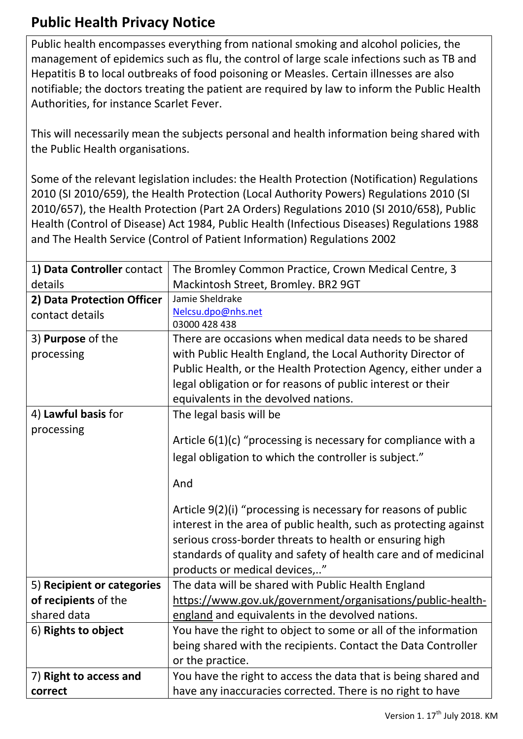# Public Health Privacy Notice

Public health encompasses everything from national smoking and alcohol policies, the management of epidemics such as flu, the control of large scale infections such as TB and Hepatitis B to local outbreaks of food poisoning or Measles. Certain illnesses are also notifiable; the doctors treating the patient are required by law to inform the Public Health Authorities, for instance Scarlet Fever.

This will necessarily mean the subjects personal and health information being shared with the Public Health organisations.

Some of the relevant legislation includes: the Health Protection (Notification) Regulations 2010 (SI 2010/659), the Health Protection (Local Authority Powers) Regulations 2010 (SI 2010/657), the Health Protection (Part 2A Orders) Regulations 2010 (SI 2010/658), Public Health (Control of Disease) Act 1984, Public Health (Infectious Diseases) Regulations 1988 and The Health Service (Control of Patient Information) Regulations 2002

| | |
|---|---|
| 1**) Data Controller** contact details | The Bromley Common Practice, Crown Medical Centre, 3 Mackintosh Street, Bromley. BR2 9GT |
| **2) Data Protection Officer** contact details | Jamie Sheldrake<br>Nelcsu.dpo@nhs.net<br>03000 428 438 |
| 3) **Purpose** of the processing | There are occasions when medical data needs to be shared with Public Health England, the Local Authority Director of Public Health, or the Health Protection Agency, either under a legal obligation or for reasons of public interest or their equivalents in the devolved nations. |
| 4) **Lawful basis** for processing | The legal basis will be<br><br>Article 6(1)(c) "processing is necessary for compliance with a legal obligation to which the controller is subject."<br><br>And<br><br>Article 9(2)(i) "processing is necessary for reasons of public interest in the area of public health, such as protecting against serious cross-border threats to health or ensuring high standards of quality and safety of health care and of medicinal products or medical devices,.." |
| 5) **Recipient or categories of recipients** of the shared data | The data will be shared with Public Health England https://www.gov.uk/government/organisations/public-health-england and equivalents in the devolved nations. |
| 6) **Rights to object** | You have the right to object to some or all of the information being shared with the recipients. Contact the Data Controller or the practice. |
| 7) **Right to access and correct** | You have the right to access the data that is being shared and have any inaccuracies corrected. There is no right to have |

Version 1. 17th July 2018. KM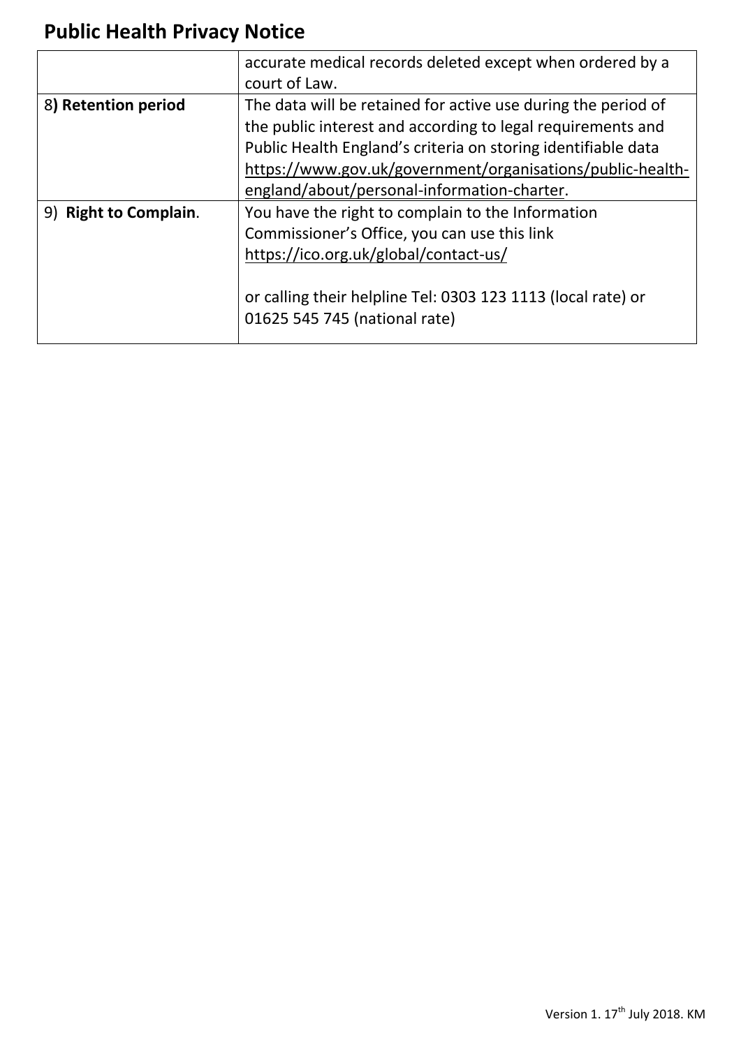| | |
|---|---|
| | accurate medical records deleted except when ordered by a court of Law. |
| 8) **Retention period** | The data will be retained for active use during the period of the public interest and according to legal requirements and Public Health England's criteria on storing identifiable data https://www.gov.uk/government/organisations/public-health-england/about/personal-information-charter. |
| 9) **Right to Complain**. | You have the right to complain to the Information Commissioner's Office, you can use this link https://ico.org.uk/global/contact-us/ <br><br> or calling their helpline Tel: 0303 123 1113 (local rate) or 01625 545 745 (national rate) |

Version 1. 17th July 2018. KM